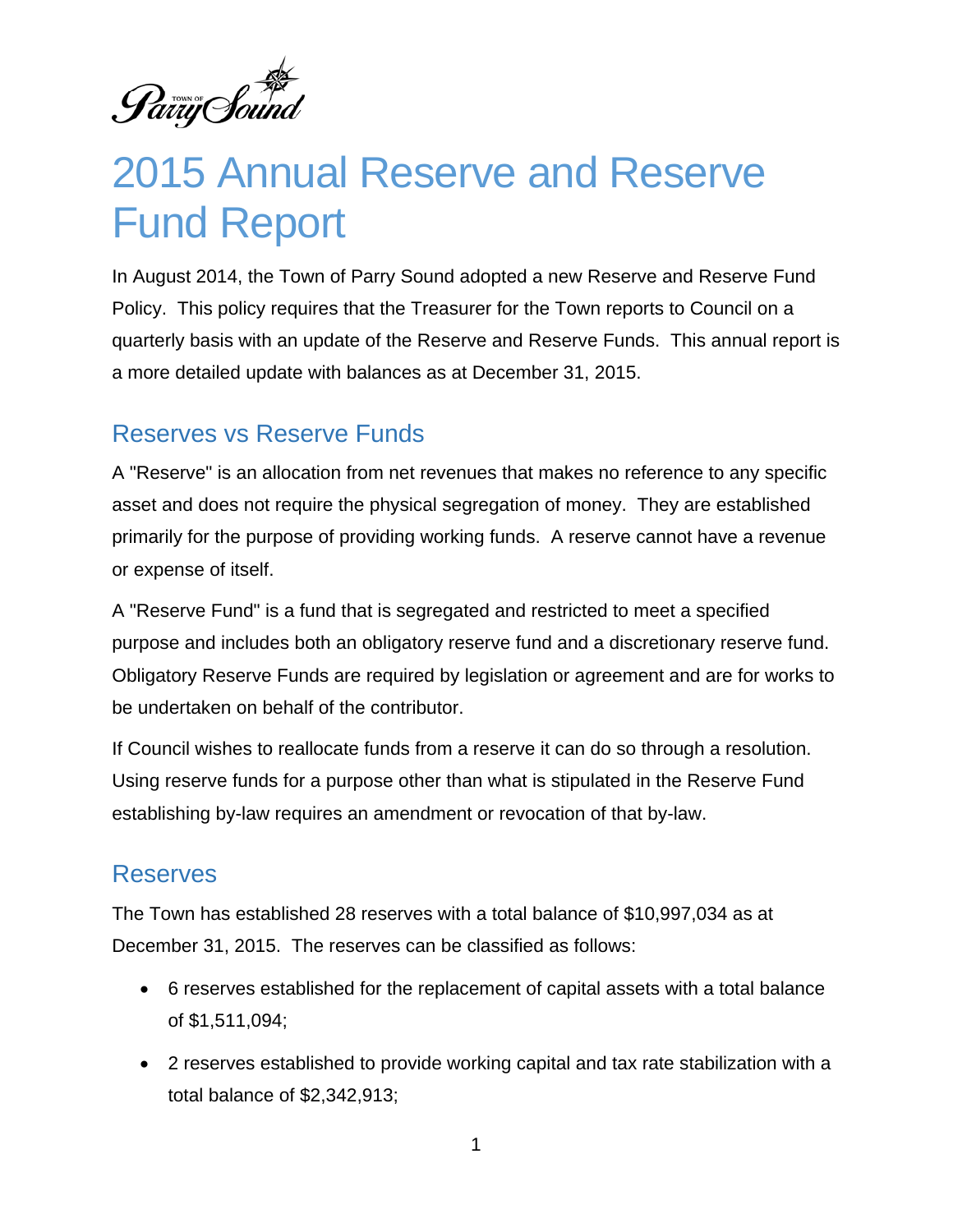# 2015 Annual Reserve and Reserve Fund Report

In August 2014, the Town of Parry Sound adopted a new Reserve and Reserve Fund Policy. This policy requires that the Treasurer for the Town reports to Council on a quarterly basis with an update of the Reserve and Reserve Funds. This annual report is a more detailed update with balances as at December 31, 2015.

## Reserves vs Reserve Funds

A "Reserve" is an allocation from net revenues that makes no reference to any specific asset and does not require the physical segregation of money. They are established primarily for the purpose of providing working funds. A reserve cannot have a revenue or expense of itself.

A "Reserve Fund" is a fund that is segregated and restricted to meet a specified purpose and includes both an obligatory reserve fund and a discretionary reserve fund. Obligatory Reserve Funds are required by legislation or agreement and are for works to be undertaken on behalf of the contributor.

If Council wishes to reallocate funds from a reserve it can do so through a resolution. Using reserve funds for a purpose other than what is stipulated in the Reserve Fund establishing by-law requires an amendment or revocation of that by-law.

## Reserves

The Town has established 28 reserves with a total balance of $10,997,034 as at December 31, 2015. The reserves can be classified as follows:

- 6 reserves established for the replacement of capital assets with a total balance of $1,511,094;
- 2 reserves established to provide working capital and tax rate stabilization with a total balance of $2,342,913;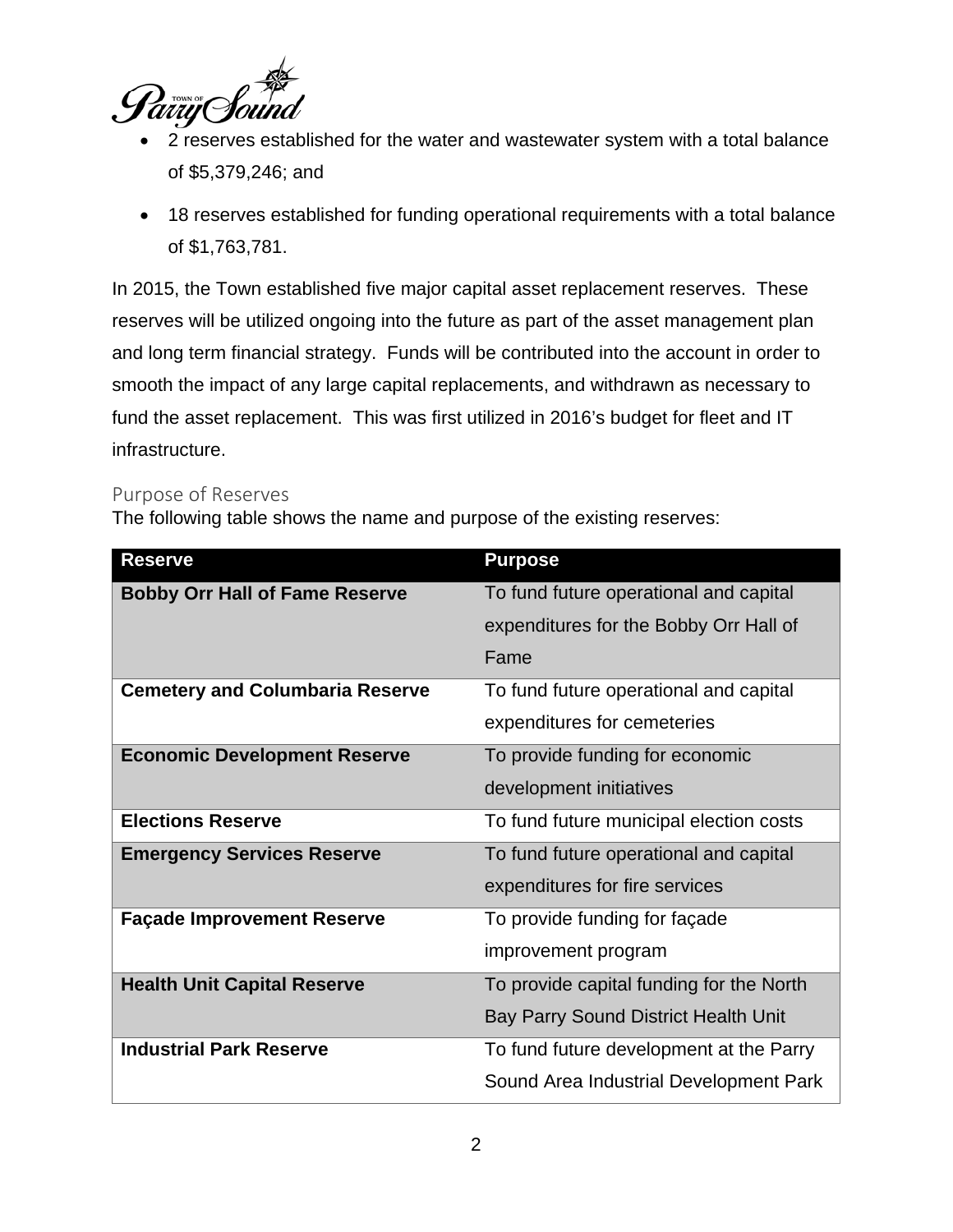- 2 reserves established for the water and wastewater system with a total balance of $5,379,246; and
- 18 reserves established for funding operational requirements with a total balance of $1,763,781.

In 2015, the Town established five major capital asset replacement reserves. These reserves will be utilized ongoing into the future as part of the asset management plan and long term financial strategy. Funds will be contributed into the account in order to smooth the impact of any large capital replacements, and withdrawn as necessary to fund the asset replacement. This was first utilized in 2016's budget for fleet and IT infrastructure.

## Purpose of Reserves

The following table shows the name and purpose of the existing reserves:

| Reserve | Purpose |
| --- | --- |
| **Bobby Orr Hall of Fame Reserve** | To fund future operational and capital expenditures for the Bobby Orr Hall of Fame |
| **Cemetery and Columbaria Reserve** | To fund future operational and capital expenditures for cemeteries |
| **Economic Development Reserve** | To provide funding for economic development initiatives |
| **Elections Reserve** | To fund future municipal election costs |
| **Emergency Services Reserve** | To fund future operational and capital expenditures for fire services |
| **Façade Improvement Reserve** | To provide funding for façade improvement program |
| **Health Unit Capital Reserve** | To provide capital funding for the North Bay Parry Sound District Health Unit |
| **Industrial Park Reserve** | To fund future development at the Parry Sound Area Industrial Development Park |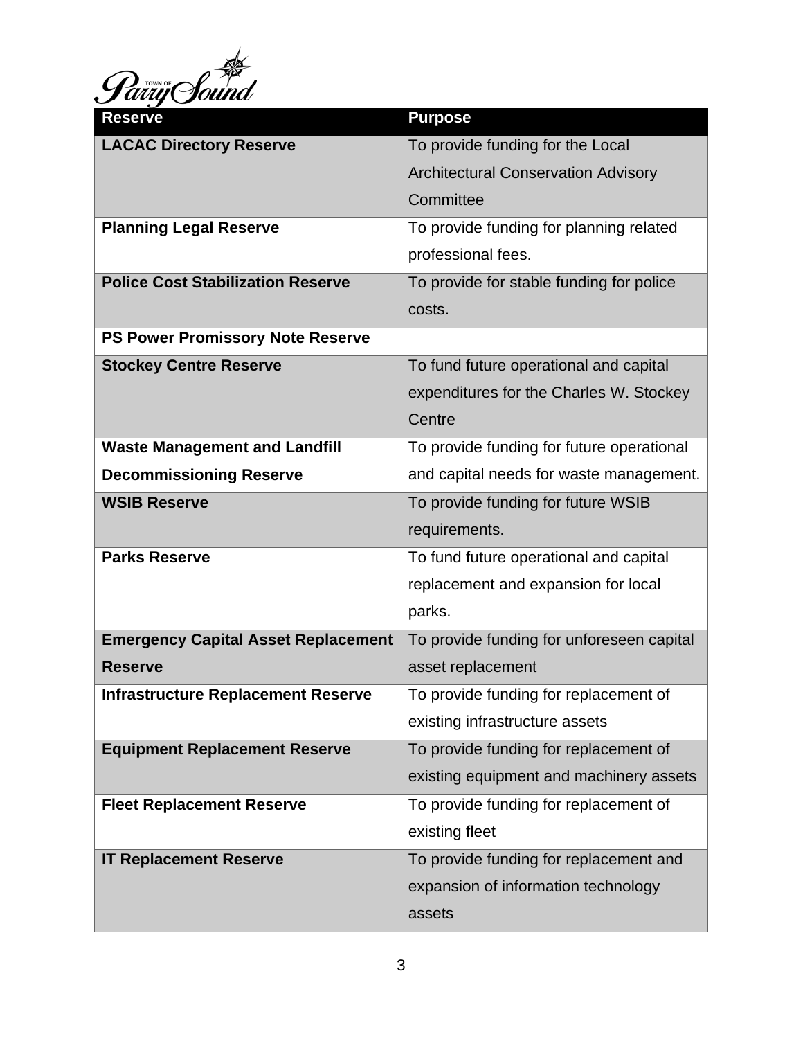| Reserve | Purpose |
| --- | --- |
| **LACAC Directory Reserve** | To provide funding for the Local Architectural Conservation Advisory Committee |
| **Planning Legal Reserve** | To provide funding for planning related professional fees. |
| **Police Cost Stabilization Reserve** | To provide for stable funding for police costs. |
| **PS Power Promissory Note Reserve** | |
| **Stockey Centre Reserve** | To fund future operational and capital expenditures for the Charles W. Stockey Centre |
| **Waste Management and Landfill Decommissioning Reserve** | To provide funding for future operational and capital needs for waste management. |
| **WSIB Reserve** | To provide funding for future WSIB requirements. |
| **Parks Reserve** | To fund future operational and capital replacement and expansion for local parks. |
| **Emergency Capital Asset Replacement Reserve** | To provide funding for unforeseen capital asset replacement |
| **Infrastructure Replacement Reserve** | To provide funding for replacement of existing infrastructure assets |
| **Equipment Replacement Reserve** | To provide funding for replacement of existing equipment and machinery assets |
| **Fleet Replacement Reserve** | To provide funding for replacement of existing fleet |
| **IT Replacement Reserve** | To provide funding for replacement and expansion of information technology assets |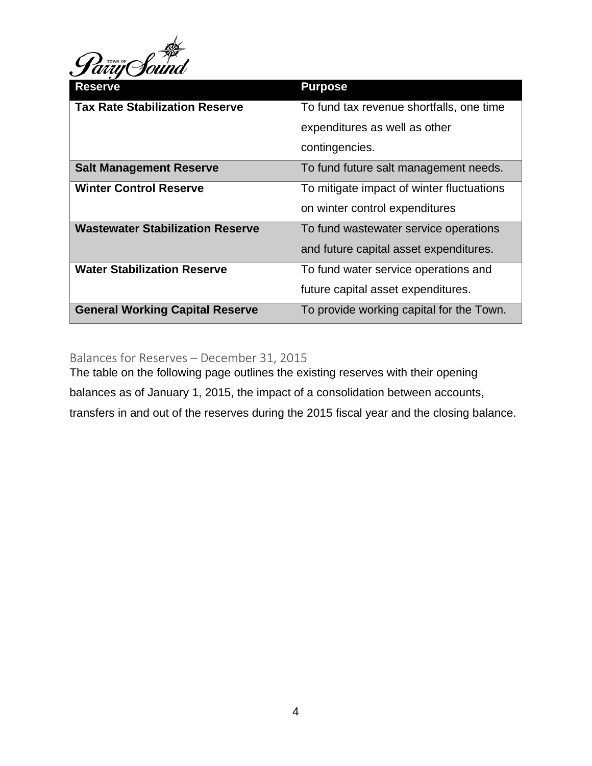| Reserve | Purpose |
| --- | --- |
| **Tax Rate Stabilization Reserve** | To fund tax revenue shortfalls, one time expenditures as well as other contingencies. |
| **Salt Management Reserve** | To fund future salt management needs. |
| **Winter Control Reserve** | To mitigate impact of winter fluctuations on winter control expenditures |
| **Wastewater Stabilization Reserve** | To fund wastewater service operations and future capital asset expenditures. |
| **Water Stabilization Reserve** | To fund water service operations and future capital asset expenditures. |
| **General Working Capital Reserve** | To provide working capital for the Town. |

## Balances for Reserves – December 31, 2015

The table on the following page outlines the existing reserves with their opening balances as of January 1, 2015, the impact of a consolidation between accounts, transfers in and out of the reserves during the 2015 fiscal year and the closing balance.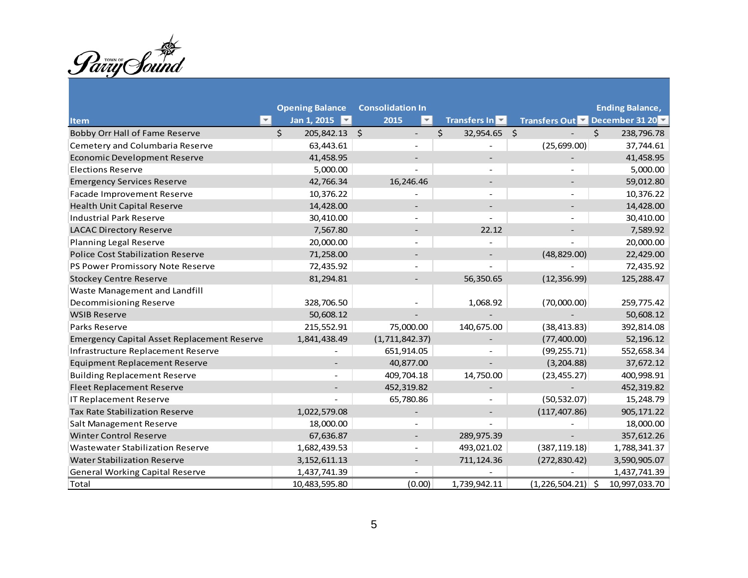Town of Parry Sound

| Item | Opening Balance Jan 1, 2015 | Consolidation In 2015 | Transfers In | Transfers Out | Ending Balance, December 31 20 |
|---|---|---|---|---|---|
| Bobby Orr Hall of Fame Reserve | $ 205,842.13 | $ - | $ 32,954.65 | $ - | $ 238,796.78 |
| Cemetery and Columbaria Reserve | 63,443.61 | - | - | (25,699.00) | 37,744.61 |
| Economic Development Reserve | 41,458.95 | - | - | - | 41,458.95 |
| Elections Reserve | 5,000.00 | - | - | - | 5,000.00 |
| Emergency Services Reserve | 42,766.34 | 16,246.46 | - | - | 59,012.80 |
| Facade Improvement Reserve | 10,376.22 | - | - | - | 10,376.22 |
| Health Unit Capital Reserve | 14,428.00 | - | - | - | 14,428.00 |
| Industrial Park Reserve | 30,410.00 | - | - | - | 30,410.00 |
| LACAC Directory Reserve | 7,567.80 | - | 22.12 | - | 7,589.92 |
| Planning Legal Reserve | 20,000.00 | - | - | - | 20,000.00 |
| Police Cost Stabilization Reserve | 71,258.00 | - | - | (48,829.00) | 22,429.00 |
| PS Power Promissory Note Reserve | 72,435.92 | - | - | - | 72,435.92 |
| Stockey Centre Reserve | 81,294.81 | - | 56,350.65 | (12,356.99) | 125,288.47 |
| Waste Management and Landfill Decommisioning Reserve | 328,706.50 | - | 1,068.92 | (70,000.00) | 259,775.42 |
| WSIB Reserve | 50,608.12 | - | - | - | 50,608.12 |
| Parks Reserve | 215,552.91 | 75,000.00 | 140,675.00 | (38,413.83) | 392,814.08 |
| Emergency Capital Asset Replacement Reserve | 1,841,438.49 | (1,711,842.37) | - | (77,400.00) | 52,196.12 |
| Infrastructure Replacement Reserve | - | 651,914.05 | - | (99,255.71) | 552,658.34 |
| Equipment Replacement Reserve | - | 40,877.00 | - | (3,204.88) | 37,672.12 |
| Building Replacement Reserve | - | 409,704.18 | 14,750.00 | (23,455.27) | 400,998.91 |
| Fleet Replacement Reserve | - | 452,319.82 | - | - | 452,319.82 |
| IT Replacement Reserve | - | 65,780.86 | - | (50,532.07) | 15,248.79 |
| Tax Rate Stabilization Reserve | 1,022,579.08 | - | - | (117,407.86) | 905,171.22 |
| Salt Management Reserve | 18,000.00 | - | - | - | 18,000.00 |
| Winter Control Reserve | 67,636.87 | - | 289,975.39 | - | 357,612.26 |
| Wastewater Stabilization Reserve | 1,682,439.53 | - | 493,021.02 | (387,119.18) | 1,788,341.37 |
| Water Stabilization Reserve | 3,152,611.13 | - | 711,124.36 | (272,830.42) | 3,590,905.07 |
| General Working Capital Reserve | 1,437,741.39 | - | - | - | 1,437,741.39 |
| Total | 10,483,595.80 | (0.00) | 1,739,942.11 | (1,226,504.21) | $ 10,997,033.70 |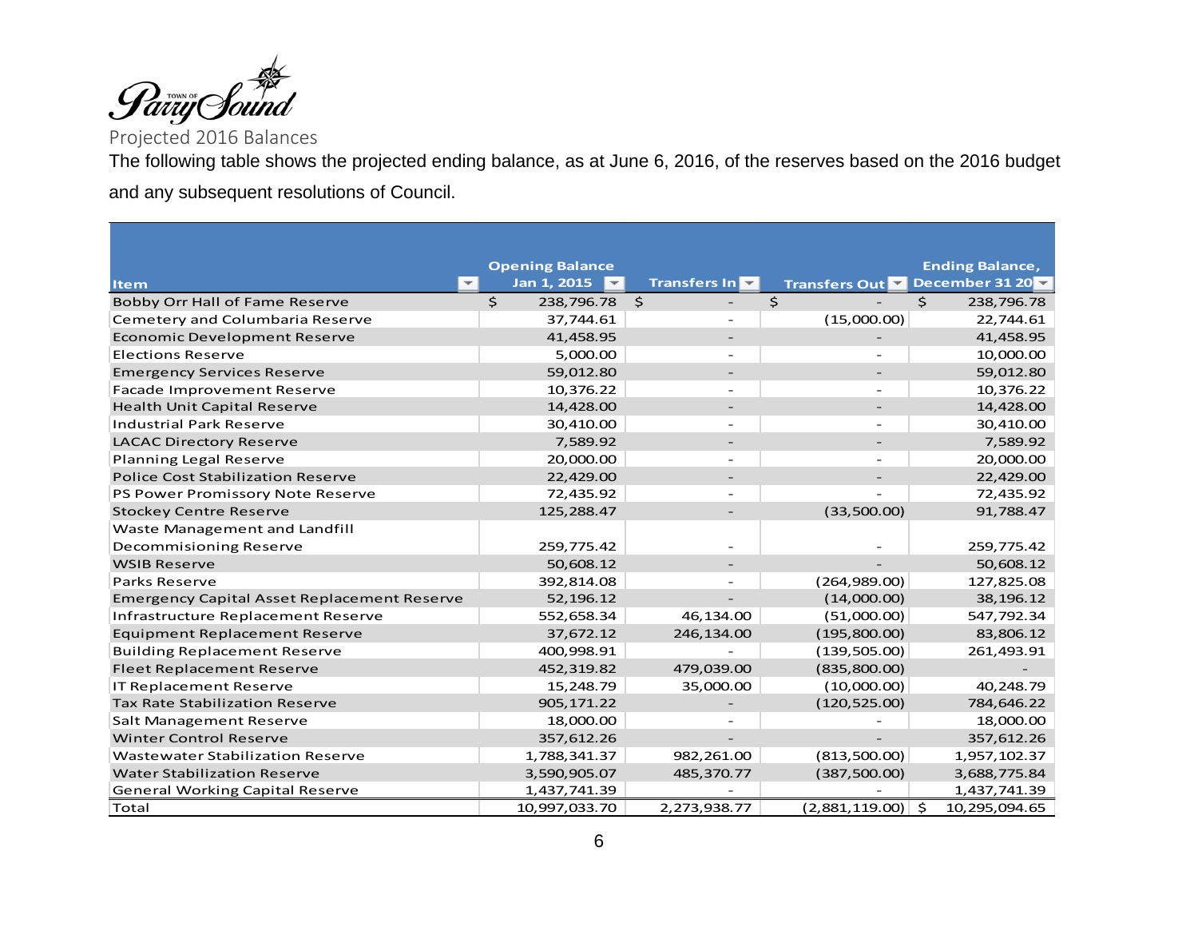Town of Parry Sound

## Projected 2016 Balances

The following table shows the projected ending balance, as at June 6, 2016, of the reserves based on the 2016 budget and any subsequent resolutions of Council.

| Item | Opening Balance Jan 1, 2015 | Transfers In | Transfers Out | Ending Balance, December 31 20 |
|---|---|---|---|---|
| Bobby Orr Hall of Fame Reserve | $ 238,796.78 | $ - | $ - | $ 238,796.78 |
| Cemetery and Columbaria Reserve | 37,744.61 | - | (15,000.00) | 22,744.61 |
| Economic Development Reserve | 41,458.95 | - | - | 41,458.95 |
| Elections Reserve | 5,000.00 | - | - | 10,000.00 |
| Emergency Services Reserve | 59,012.80 | - | - | 59,012.80 |
| Facade Improvement Reserve | 10,376.22 | - | - | 10,376.22 |
| Health Unit Capital Reserve | 14,428.00 | - | - | 14,428.00 |
| Industrial Park Reserve | 30,410.00 | - | - | 30,410.00 |
| LACAC Directory Reserve | 7,589.92 | - | - | 7,589.92 |
| Planning Legal Reserve | 20,000.00 | - | - | 20,000.00 |
| Police Cost Stabilization Reserve | 22,429.00 | - | - | 22,429.00 |
| PS Power Promissory Note Reserve | 72,435.92 | - | - | 72,435.92 |
| Stockey Centre Reserve | 125,288.47 | - | (33,500.00) | 91,788.47 |
| Waste Management and Landfill Decommisioning Reserve | 259,775.42 | - | - | 259,775.42 |
| WSIB Reserve | 50,608.12 | - | - | 50,608.12 |
| Parks Reserve | 392,814.08 | - | (264,989.00) | 127,825.08 |
| Emergency Capital Asset Replacement Reserve | 52,196.12 | - | (14,000.00) | 38,196.12 |
| Infrastructure Replacement Reserve | 552,658.34 | 46,134.00 | (51,000.00) | 547,792.34 |
| Equipment Replacement Reserve | 37,672.12 | 246,134.00 | (195,800.00) | 83,806.12 |
| Building Replacement Reserve | 400,998.91 | - | (139,505.00) | 261,493.91 |
| Fleet Replacement Reserve | 452,319.82 | 479,039.00 | (835,800.00) | - |
| IT Replacement Reserve | 15,248.79 | 35,000.00 | (10,000.00) | 40,248.79 |
| Tax Rate Stabilization Reserve | 905,171.22 | - | (120,525.00) | 784,646.22 |
| Salt Management Reserve | 18,000.00 | - | - | 18,000.00 |
| Winter Control Reserve | 357,612.26 | - | - | 357,612.26 |
| Wastewater Stabilization Reserve | 1,788,341.37 | 982,261.00 | (813,500.00) | 1,957,102.37 |
| Water Stabilization Reserve | 3,590,905.07 | 485,370.77 | (387,500.00) | 3,688,775.84 |
| General Working Capital Reserve | 1,437,741.39 | - | - | 1,437,741.39 |
| Total | 10,997,033.70 | 2,273,938.77 | (2,881,119.00) | $ 10,295,094.65 |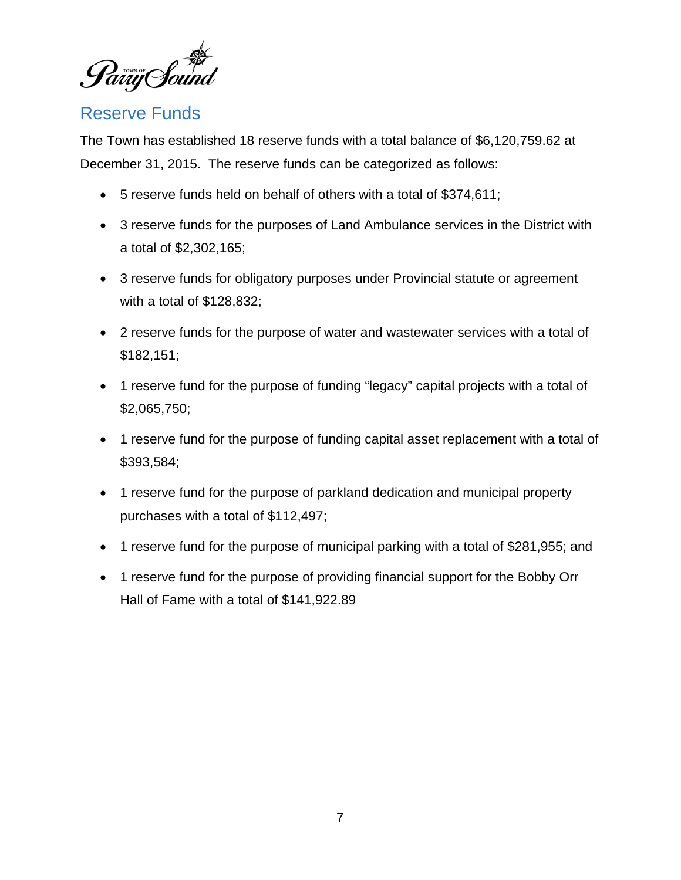## Reserve Funds

The Town has established 18 reserve funds with a total balance of $6,120,759.62 at December 31, 2015. The reserve funds can be categorized as follows:

- 5 reserve funds held on behalf of others with a total of $374,611;
- 3 reserve funds for the purposes of Land Ambulance services in the District with a total of $2,302,165;
- 3 reserve funds for obligatory purposes under Provincial statute or agreement with a total of $128,832;
- 2 reserve funds for the purpose of water and wastewater services with a total of $182,151;
- 1 reserve fund for the purpose of funding "legacy" capital projects with a total of $2,065,750;
- 1 reserve fund for the purpose of funding capital asset replacement with a total of $393,584;
- 1 reserve fund for the purpose of parkland dedication and municipal property purchases with a total of $112,497;
- 1 reserve fund for the purpose of municipal parking with a total of $281,955; and
- 1 reserve fund for the purpose of providing financial support for the Bobby Orr Hall of Fame with a total of $141,922.89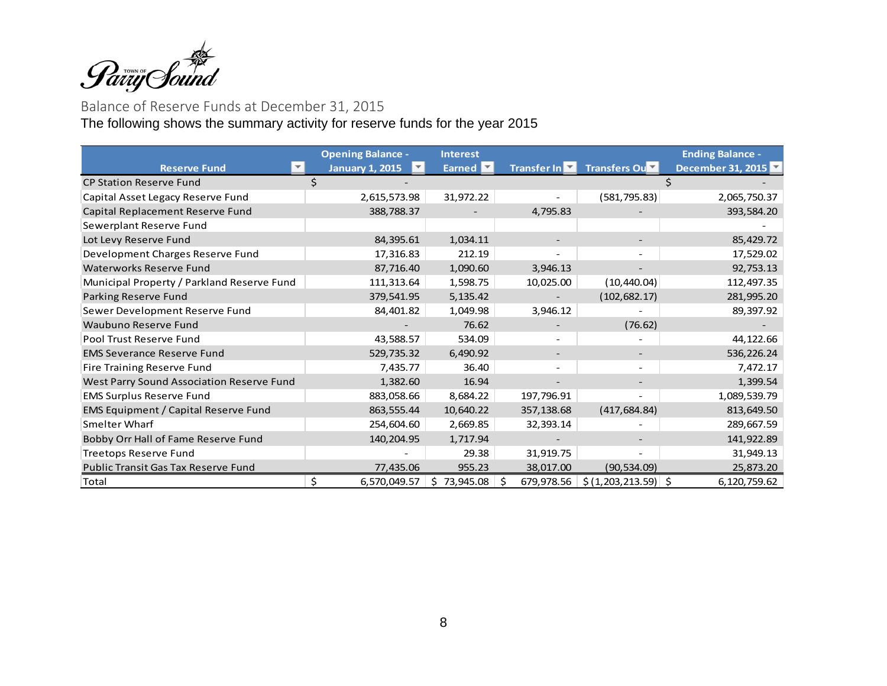Town of Parry Sound

Balance of Reserve Funds at December 31, 2015

The following shows the summary activity for reserve funds for the year 2015

| Reserve Fund | Opening Balance - January 1, 2015 | Interest Earned | Transfer In | Transfers Out | Ending Balance - December 31, 2015 |
|---|---|---|---|---|---|
| CP Station Reserve Fund | $ - | | | | $ - |
| Capital Asset Legacy Reserve Fund | 2,615,573.98 | 31,972.22 | - | (581,795.83) | 2,065,750.37 |
| Capital Replacement Reserve Fund | 388,788.37 | - | 4,795.83 | - | 393,584.20 |
| Sewerplant Reserve Fund | | | | | - |
| Lot Levy Reserve Fund | 84,395.61 | 1,034.11 | - | - | 85,429.72 |
| Development Charges Reserve Fund | 17,316.83 | 212.19 | - | - | 17,529.02 |
| Waterworks Reserve Fund | 87,716.40 | 1,090.60 | 3,946.13 | - | 92,753.13 |
| Municipal Property / Parkland Reserve Fund | 111,313.64 | 1,598.75 | 10,025.00 | (10,440.04) | 112,497.35 |
| Parking Reserve Fund | 379,541.95 | 5,135.42 | - | (102,682.17) | 281,995.20 |
| Sewer Development Reserve Fund | 84,401.82 | 1,049.98 | 3,946.12 | - | 89,397.92 |
| Waubuno Reserve Fund | - | 76.62 | - | (76.62) | - |
| Pool Trust Reserve Fund | 43,588.57 | 534.09 | - | - | 44,122.66 |
| EMS Severance Reserve Fund | 529,735.32 | 6,490.92 | - | - | 536,226.24 |
| Fire Training Reserve Fund | 7,435.77 | 36.40 | - | - | 7,472.17 |
| West Parry Sound Association Reserve Fund | 1,382.60 | 16.94 | - | - | 1,399.54 |
| EMS Surplus Reserve Fund | 883,058.66 | 8,684.22 | 197,796.91 | - | 1,089,539.79 |
| EMS Equipment / Capital Reserve Fund | 863,555.44 | 10,640.22 | 357,138.68 | (417,684.84) | 813,649.50 |
| Smelter Wharf | 254,604.60 | 2,669.85 | 32,393.14 | - | 289,667.59 |
| Bobby Orr Hall of Fame Reserve Fund | 140,204.95 | 1,717.94 | - | - | 141,922.89 |
| Treetops Reserve Fund | - | 29.38 | 31,919.75 | - | 31,949.13 |
| Public Transit Gas Tax Reserve Fund | 77,435.06 | 955.23 | 38,017.00 | (90,534.09) | 25,873.20 |
| Total | $ 6,570,049.57 | $ 73,945.08 | $ 679,978.56 | $ (1,203,213.59) | $ 6,120,759.62 |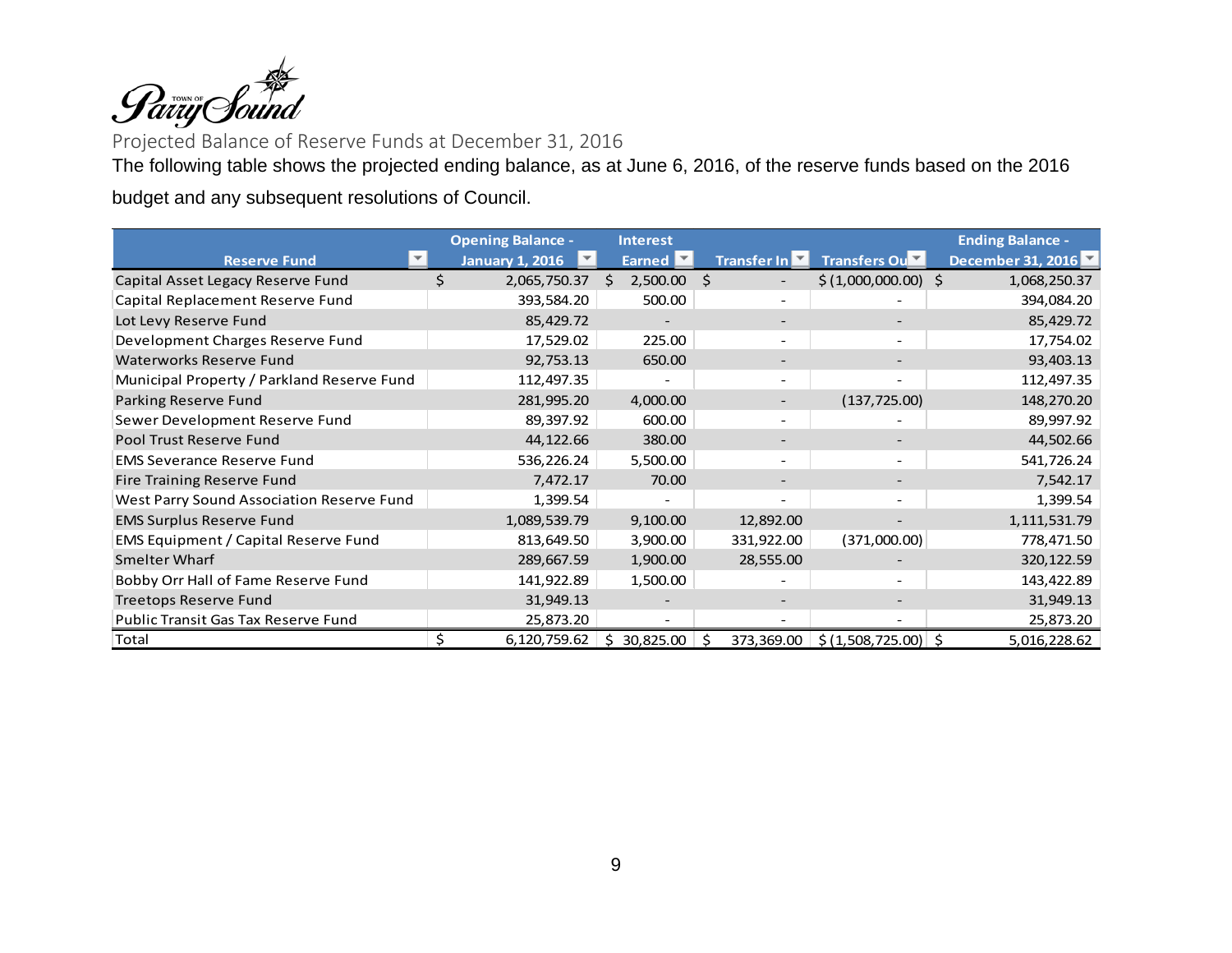Projected Balance of Reserve Funds at December 31, 2016

The following table shows the projected ending balance, as at June 6, 2016, of the reserve funds based on the 2016 budget and any subsequent resolutions of Council.

| Reserve Fund | Opening Balance - January 1, 2016 | Interest Earned | Transfer In | Transfers Out | Ending Balance - December 31, 2016 |
|---|---|---|---|---|---|
| Capital Asset Legacy Reserve Fund | $ 2,065,750.37 | $ 2,500.00 | $ - | $ (1,000,000.00) | $ 1,068,250.37 |
| Capital Replacement Reserve Fund | 393,584.20 | 500.00 | - | - | 394,084.20 |
| Lot Levy Reserve Fund | 85,429.72 | - | - | - | 85,429.72 |
| Development Charges Reserve Fund | 17,529.02 | 225.00 | - | - | 17,754.02 |
| Waterworks Reserve Fund | 92,753.13 | 650.00 | - | - | 93,403.13 |
| Municipal Property / Parkland Reserve Fund | 112,497.35 | - | - | - | 112,497.35 |
| Parking Reserve Fund | 281,995.20 | 4,000.00 | - | (137,725.00) | 148,270.20 |
| Sewer Development Reserve Fund | 89,397.92 | 600.00 | - | - | 89,997.92 |
| Pool Trust Reserve Fund | 44,122.66 | 380.00 | - | - | 44,502.66 |
| EMS Severance Reserve Fund | 536,226.24 | 5,500.00 | - | - | 541,726.24 |
| Fire Training Reserve Fund | 7,472.17 | 70.00 | - | - | 7,542.17 |
| West Parry Sound Association Reserve Fund | 1,399.54 | - | - | - | 1,399.54 |
| EMS Surplus Reserve Fund | 1,089,539.79 | 9,100.00 | 12,892.00 | - | 1,111,531.79 |
| EMS Equipment / Capital Reserve Fund | 813,649.50 | 3,900.00 | 331,922.00 | (371,000.00) | 778,471.50 |
| Smelter Wharf | 289,667.59 | 1,900.00 | 28,555.00 | - | 320,122.59 |
| Bobby Orr Hall of Fame Reserve Fund | 141,922.89 | 1,500.00 | - | - | 143,422.89 |
| Treetops Reserve Fund | 31,949.13 | - | - | - | 31,949.13 |
| Public Transit Gas Tax Reserve Fund | 25,873.20 | - | - | - | 25,873.20 |
| Total | $ 6,120,759.62 | $ 30,825.00 | $ 373,369.00 | $ (1,508,725.00) | $ 5,016,228.62 |